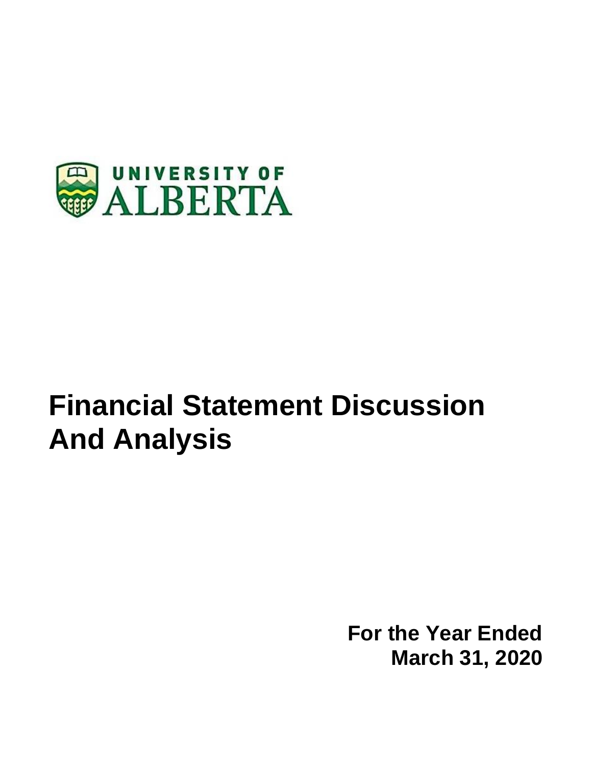UNIVERSITY OF ALBERTA

# Financial Statement Discussion And Analysis

**For the Year Ended March 31, 2020**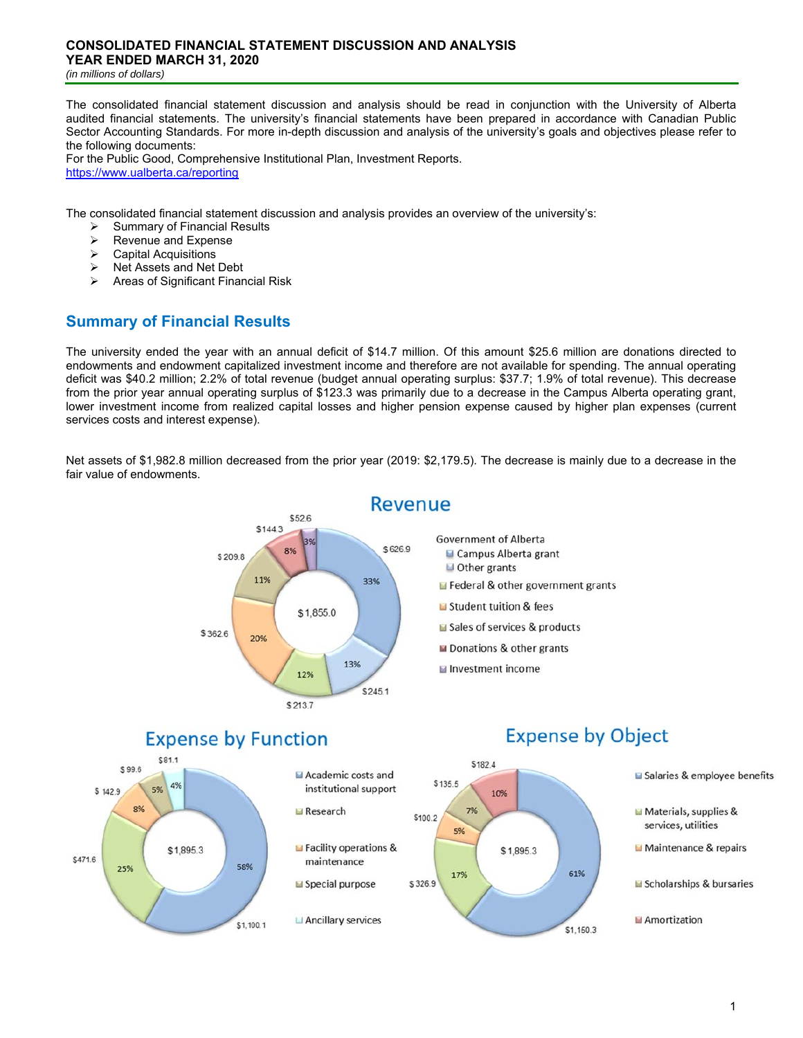**CONSOLIDATED FINANCIAL STATEMENT DISCUSSION AND ANALYSIS**
**YEAR ENDED MARCH 31, 2020**
*(in millions of dollars)*

The consolidated financial statement discussion and analysis should be read in conjunction with the University of Alberta audited financial statements. The university's financial statements have been prepared in accordance with Canadian Public Sector Accounting Standards. For more in-depth discussion and analysis of the university's goals and objectives please refer to the following documents:
For the Public Good, Comprehensive Institutional Plan, Investment Reports.
https://www.ualberta.ca/reporting

The consolidated financial statement discussion and analysis provides an overview of the university's:

- Summary of Financial Results
- Revenue and Expense
- Capital Acquisitions
- Net Assets and Net Debt
- Areas of Significant Financial Risk

## Summary of Financial Results

The university ended the year with an annual deficit of $14.7 million. Of this amount $25.6 million are donations directed to endowments and endowment capitalized investment income and therefore are not available for spending. The annual operating deficit was $40.2 million; 2.2% of total revenue (budget annual operating surplus: $37.7; 1.9% of total revenue). This decrease from the prior year annual operating surplus of $123.3 was primarily due to a decrease in the Campus Alberta operating grant, lower investment income from realized capital losses and higher pension expense caused by higher plan expenses (current services costs and interest expense).

Net assets of $1,982.8 million decreased from the prior year (2019: $2,179.5). The decrease is mainly due to a decrease in the fair value of endowments.

**Revenue** (Total: $1,855.0)

| Category | Amount | % |
|---|---|---|
| Government of Alberta – Campus Alberta grant | $626.9 | 33% |
| Government of Alberta – Other grants | $245.1 | 13% |
| Federal & other government grants | $213.7 | 12% |
| Student tuition & fees | $362.6 | 20% |
| Sales of services & products | $209.8 | 11% |
| Donations & other grants | $144.3 | 8% |
| Investment income | $52.6 | 3% |

**Expense by Function** (Total: $1,895.3)

| Category | Amount | % |
|---|---|---|
| Academic costs and institutional support | $1,100.1 | 58% |
| Research | $471.6 | 25% |
| Facility operations & maintenance | $142.9 | 8% |
| Special purpose | $99.6 | 5% |
| Ancillary services | $81.1 | 4% |

**Expense by Object** (Total: $1,895.3)

| Category | Amount | % |
|---|---|---|
| Salaries & employee benefits | $1,150.3 | 61% |
| Materials, supplies & services, utilities | $326.9 | 17% |
| Maintenance & repairs | $100.2 | 5% |
| Scholarships & bursaries | $135.5 | 7% |
| Amortization | $182.4 | 10% |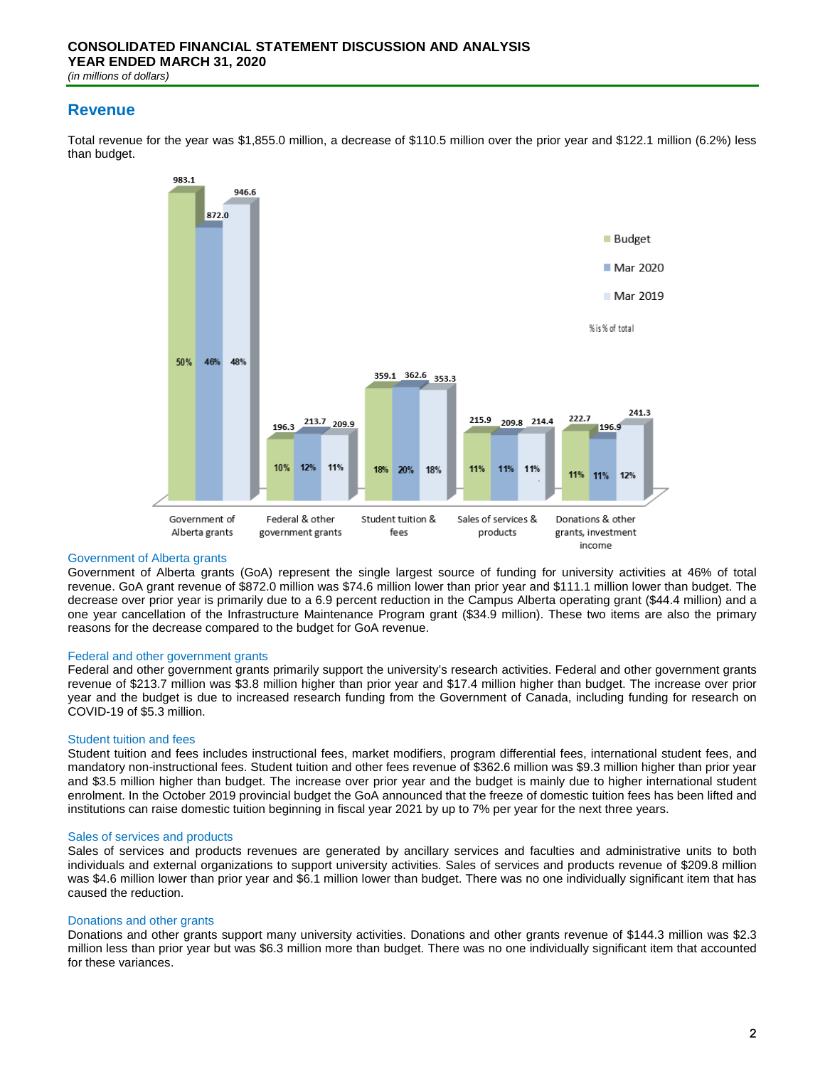**CONSOLIDATED FINANCIAL STATEMENT DISCUSSION AND ANALYSIS**
**YEAR ENDED MARCH 31, 2020**
*(in millions of dollars)*

## Revenue

Total revenue for the year was $1,855.0 million, a decrease of $110.5 million over the prior year and $122.1 million (6.2%) less than budget.

| | Budget | Mar 2020 | Mar 2019 |
|---|---|---|---|
| Government of Alberta grants | 983.1 (50%) | 872.0 (46%) | 946.6 (48%) |
| Federal & other government grants | 196.3 (10%) | 213.7 (12%) | 209.9 (11%) |
| Student tuition & fees | 359.1 (18%) | 362.6 (20%) | 353.3 (18%) |
| Sales of services & products | 215.9 (11%) | 209.8 (11%) | 214.4 (11%) |
| Donations & other grants, investment income | 222.7 (11%) | 196.9 (11%) | 241.3 (12%) |

% is % of total

### Government of Alberta grants

Government of Alberta grants (GoA) represent the single largest source of funding for university activities at 46% of total revenue. GoA grant revenue of $872.0 million was $74.6 million lower than prior year and $111.1 million lower than budget. The decrease over prior year is primarily due to a 6.9 percent reduction in the Campus Alberta operating grant ($44.4 million) and a one year cancellation of the Infrastructure Maintenance Program grant ($34.9 million). These two items are also the primary reasons for the decrease compared to the budget for GoA revenue.

### Federal and other government grants

Federal and other government grants primarily support the university's research activities. Federal and other government grants revenue of $213.7 million was $3.8 million higher than prior year and $17.4 million higher than budget. The increase over prior year and the budget is due to increased research funding from the Government of Canada, including funding for research on COVID-19 of $5.3 million.

### Student tuition and fees

Student tuition and fees includes instructional fees, market modifiers, program differential fees, international student fees, and mandatory non-instructional fees. Student tuition and other fees revenue of $362.6 million was $9.3 million higher than prior year and $3.5 million higher than budget. The increase over prior year and the budget is mainly due to higher international student enrolment. In the October 2019 provincial budget the GoA announced that the freeze of domestic tuition fees has been lifted and institutions can raise domestic tuition beginning in fiscal year 2021 by up to 7% per year for the next three years.

### Sales of services and products

Sales of services and products revenues are generated by ancillary services and faculties and administrative units to both individuals and external organizations to support university activities. Sales of services and products revenue of $209.8 million was $4.6 million lower than prior year and $6.1 million lower than budget. There was no one individually significant item that has caused the reduction.

### Donations and other grants

Donations and other grants support many university activities. Donations and other grants revenue of $144.3 million was $2.3 million less than prior year but was $6.3 million more than budget. There was no one individually significant item that accounted for these variances.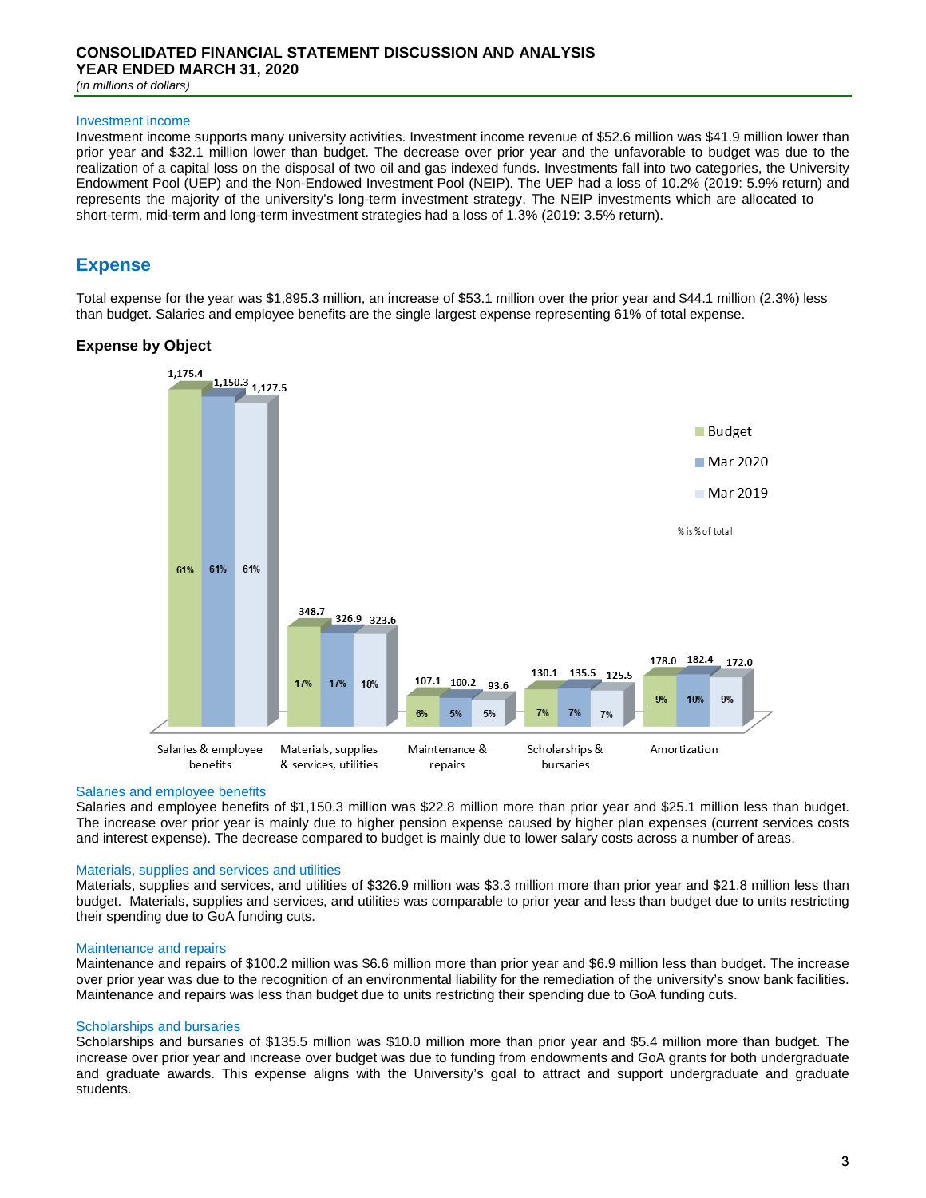### Investment income

Investment income supports many university activities. Investment income revenue of $52.6 million was $41.9 million lower than prior year and $32.1 million lower than budget. The decrease over prior year and the unfavorable to budget was due to the realization of a capital loss on the disposal of two oil and gas indexed funds. Investments fall into two categories, the University Endowment Pool (UEP) and the Non-Endowed Investment Pool (NEIP). The UEP had a loss of 10.2% (2019: 5.9% return) and represents the majority of the university's long-term investment strategy. The NEIP investments which are allocated to short-term, mid-term and long-term investment strategies had a loss of 1.3% (2019: 3.5% return).

## Expense

Total expense for the year was $1,895.3 million, an increase of $53.1 million over the prior year and $44.1 million (2.3%) less than budget. Salaries and employee benefits are the single largest expense representing 61% of total expense.

### Expense by Object

| | Budget | Mar 2020 | Mar 2019 |
|---|---|---|---|
| Salaries & employee benefits | 1,175.4 (61%) | 1,150.3 (61%) | 1,127.5 (61%) |
| Materials, supplies & services, utilities | 348.7 (17%) | 326.9 (17%) | 323.6 (18%) |
| Maintenance & repairs | 107.1 (6%) | 100.2 (5%) | 93.6 (5%) |
| Scholarships & bursaries | 130.1 (7%) | 135.5 (7%) | 125.5 (7%) |
| Amortization | 178.0 (9%) | 182.4 (10%) | 172.0 (9%) |

% is % of total

### Salaries and employee benefits

Salaries and employee benefits of $1,150.3 million was $22.8 million more than prior year and $25.1 million less than budget. The increase over prior year is mainly due to higher pension expense caused by higher plan expenses (current services costs and interest expense). The decrease compared to budget is mainly due to lower salary costs across a number of areas.

### Materials, supplies and services and utilities

Materials, supplies and services, and utilities of $326.9 million was $3.3 million more than prior year and $21.8 million less than budget. Materials, supplies and services, and utilities was comparable to prior year and less than budget due to units restricting their spending due to GoA funding cuts.

### Maintenance and repairs

Maintenance and repairs of $100.2 million was $6.6 million more than prior year and $6.9 million less than budget. The increase over prior year was due to the recognition of an environmental liability for the remediation of the university's snow bank facilities. Maintenance and repairs was less than budget due to units restricting their spending due to GoA funding cuts.

### Scholarships and bursaries

Scholarships and bursaries of $135.5 million was $10.0 million more than prior year and $5.4 million more than budget. The increase over prior year and increase over budget was due to funding from endowments and GoA grants for both undergraduate and graduate awards. This expense aligns with the University's goal to attract and support undergraduate and graduate students.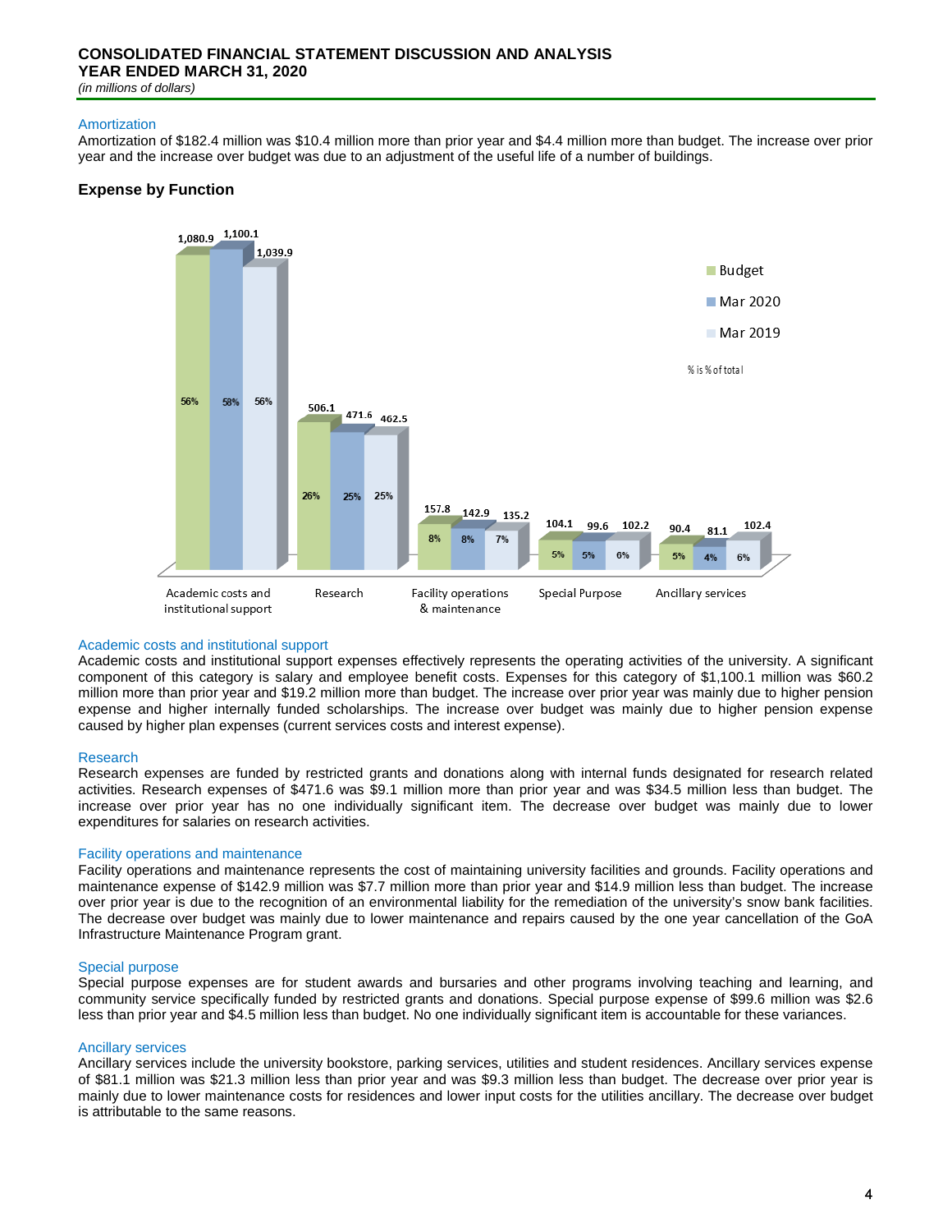**CONSOLIDATED FINANCIAL STATEMENT DISCUSSION AND ANALYSIS**
**YEAR ENDED MARCH 31, 2020**
*(in millions of dollars)*

### Amortization

Amortization of $182.4 million was $10.4 million more than prior year and $4.4 million more than budget. The increase over prior year and the increase over budget was due to an adjustment of the useful life of a number of buildings.

## Expense by Function

| | Budget | Mar 2020 | Mar 2019 |
|---|---|---|---|
| Academic costs and institutional support | 1,080.9 (56%) | 1,100.1 (58%) | 1,039.9 (56%) |
| Research | 506.1 (26%) | 471.6 (25%) | 462.5 (25%) |
| Facility operations & maintenance | 157.8 (8%) | 142.9 (8%) | 135.2 (7%) |
| Special Purpose | 104.1 (5%) | 99.6 (5%) | 102.2 (6%) |
| Ancillary services | 90.4 (5%) | 81.1 (4%) | 102.4 (6%) |

% is % of total

### Academic costs and institutional support

Academic costs and institutional support expenses effectively represents the operating activities of the university. A significant component of this category is salary and employee benefit costs. Expenses for this category of $1,100.1 million was $60.2 million more than prior year and $19.2 million more than budget. The increase over prior year was mainly due to higher pension expense and higher internally funded scholarships. The increase over budget was mainly due to higher pension expense caused by higher plan expenses (current services costs and interest expense).

### Research

Research expenses are funded by restricted grants and donations along with internal funds designated for research related activities. Research expenses of $471.6 was $9.1 million more than prior year and was $34.5 million less than budget. The increase over prior year has no one individually significant item. The decrease over budget was mainly due to lower expenditures for salaries on research activities.

### Facility operations and maintenance

Facility operations and maintenance represents the cost of maintaining university facilities and grounds. Facility operations and maintenance expense of $142.9 million was $7.7 million more than prior year and $14.9 million less than budget. The increase over prior year is due to the recognition of an environmental liability for the remediation of the university's snow bank facilities. The decrease over budget was mainly due to lower maintenance and repairs caused by the one year cancellation of the GoA Infrastructure Maintenance Program grant.

### Special purpose

Special purpose expenses are for student awards and bursaries and other programs involving teaching and learning, and community service specifically funded by restricted grants and donations. Special purpose expense of $99.6 million was $2.6 less than prior year and $4.5 million less than budget. No one individually significant item is accountable for these variances.

### Ancillary services

Ancillary services include the university bookstore, parking services, utilities and student residences. Ancillary services expense of $81.1 million was $21.3 million less than prior year and was $9.3 million less than budget. The decrease over prior year is mainly due to lower maintenance costs for residences and lower input costs for the utilities ancillary. The decrease over budget is attributable to the same reasons.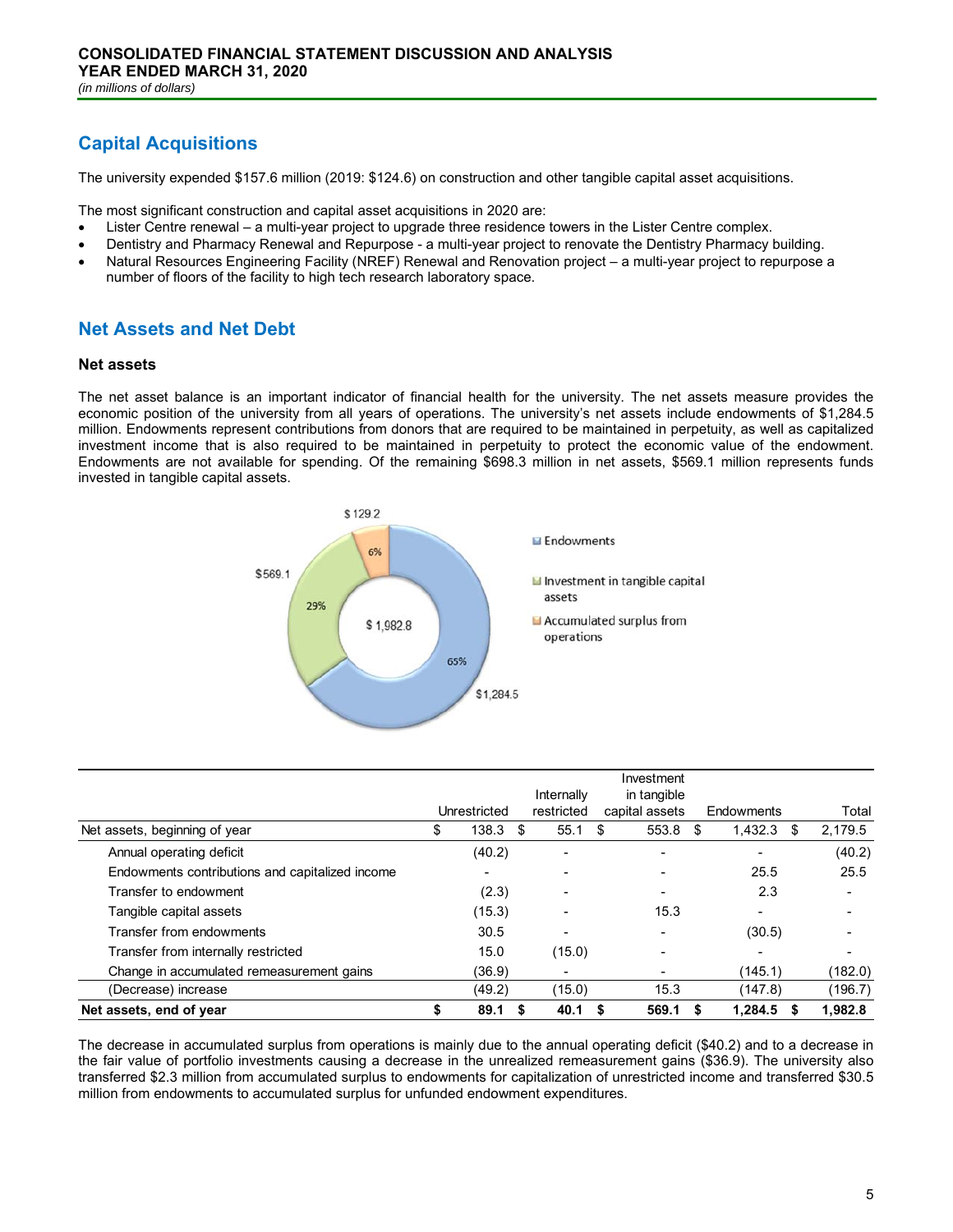# CONSOLIDATED FINANCIAL STATEMENT DISCUSSION AND ANALYSIS
## YEAR ENDED MARCH 31, 2020
*(in millions of dollars)*

## Capital Acquisitions

The university expended $157.6 million (2019: $124.6) on construction and other tangible capital asset acquisitions.

The most significant construction and capital asset acquisitions in 2020 are:

- Lister Centre renewal – a multi-year project to upgrade three residence towers in the Lister Centre complex.
- Dentistry and Pharmacy Renewal and Repurpose - a multi-year project to renovate the Dentistry Pharmacy building.
- Natural Resources Engineering Facility (NREF) Renewal and Renovation project – a multi-year project to repurpose a number of floors of the facility to high tech research laboratory space.

## Net Assets and Net Debt

### Net assets

The net asset balance is an important indicator of financial health for the university. The net assets measure provides the economic position of the university from all years of operations. The university's net assets include endowments of $1,284.5 million. Endowments represent contributions from donors that are required to be maintained in perpetuity, as well as capitalized investment income that is also required to be maintained in perpetuity to protect the economic value of the endowment. Endowments are not available for spending. Of the remaining $698.3 million in net assets, $569.1 million represents funds invested in tangible capital assets.

$1,982.8

- Endowments: $1,284.5 (65%)
- Investment in tangible capital assets: $569.1 (29%)
- Accumulated surplus from operations: $129.2 (6%)

| | Unrestricted | Internally restricted | Investment in tangible capital assets | Endowments | Total |
|---|---|---|---|---|---|
| Net assets, beginning of year | $ 138.3 | $ 55.1 | $ 553.8 | $ 1,432.3 | $ 2,179.5 |
| Annual operating deficit | (40.2) | - | - | - | (40.2) |
| Endowments contributions and capitalized income | - | - | - | 25.5 | 25.5 |
| Transfer to endowment | (2.3) | - | - | 2.3 | - |
| Tangible capital assets | (15.3) | - | 15.3 | - | - |
| Transfer from endowments | 30.5 | - | - | (30.5) | - |
| Transfer from internally restricted | 15.0 | (15.0) | - | - | - |
| Change in accumulated remeasurement gains | (36.9) | - | - | (145.1) | (182.0) |
| (Decrease) increase | (49.2) | (15.0) | 15.3 | (147.8) | (196.7) |
| **Net assets, end of year** | **$ 89.1** | **$ 40.1** | **$ 569.1** | **$ 1,284.5** | **$ 1,982.8** |

The decrease in accumulated surplus from operations is mainly due to the annual operating deficit ($40.2) and to a decrease in the fair value of portfolio investments causing a decrease in the unrealized remeasurement gains ($36.9). The university also transferred $2.3 million from accumulated surplus to endowments for capitalization of unrestricted income and transferred $30.5 million from endowments to accumulated surplus for unfunded endowment expenditures.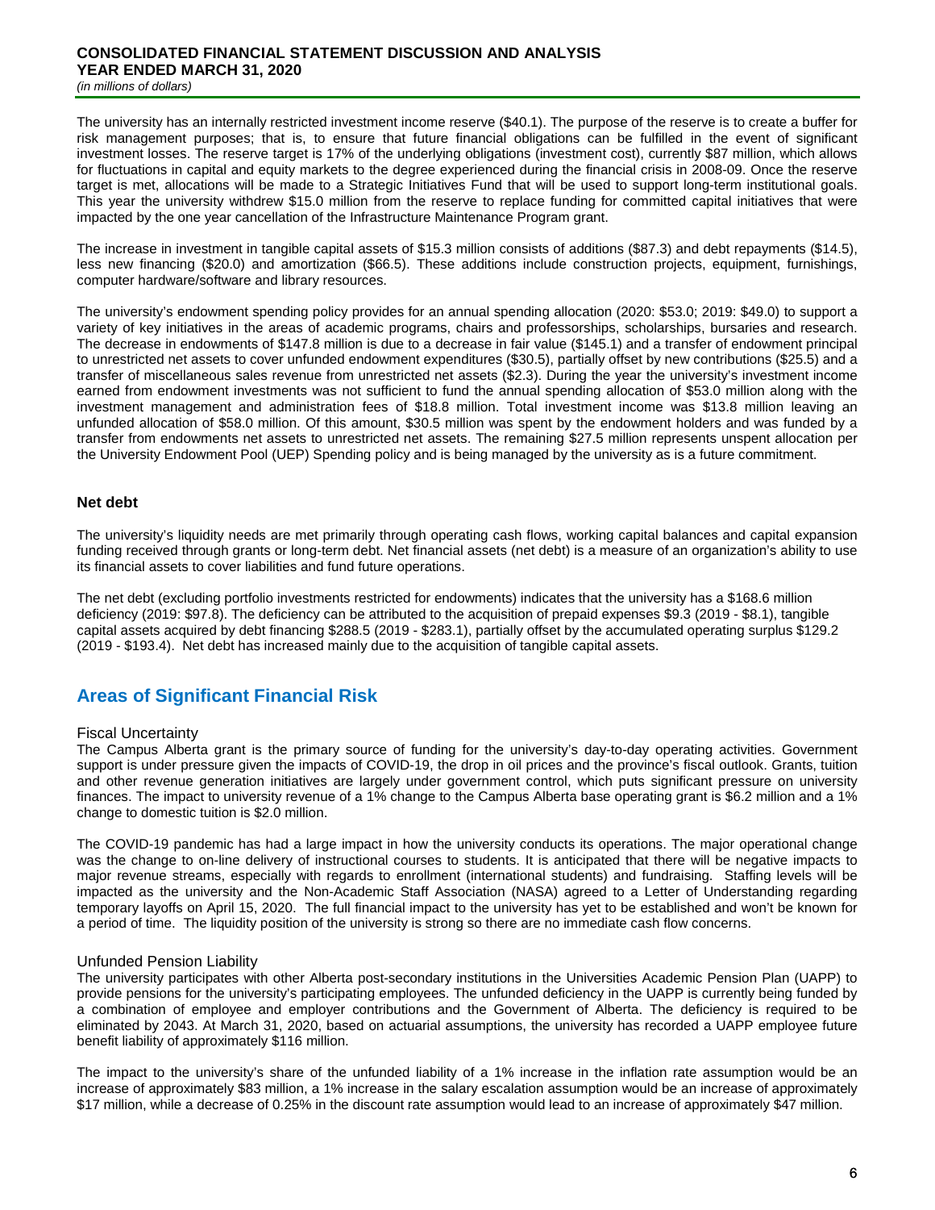The university has an internally restricted investment income reserve ($40.1). The purpose of the reserve is to create a buffer for risk management purposes; that is, to ensure that future financial obligations can be fulfilled in the event of significant investment losses. The reserve target is 17% of the underlying obligations (investment cost), currently $87 million, which allows for fluctuations in capital and equity markets to the degree experienced during the financial crisis in 2008-09. Once the reserve target is met, allocations will be made to a Strategic Initiatives Fund that will be used to support long-term institutional goals. This year the university withdrew $15.0 million from the reserve to replace funding for committed capital initiatives that were impacted by the one year cancellation of the Infrastructure Maintenance Program grant.

The increase in investment in tangible capital assets of $15.3 million consists of additions ($87.3) and debt repayments ($14.5), less new financing ($20.0) and amortization ($66.5). These additions include construction projects, equipment, furnishings, computer hardware/software and library resources.

The university's endowment spending policy provides for an annual spending allocation (2020: $53.0; 2019: $49.0) to support a variety of key initiatives in the areas of academic programs, chairs and professorships, scholarships, bursaries and research. The decrease in endowments of $147.8 million is due to a decrease in fair value ($145.1) and a transfer of endowment principal to unrestricted net assets to cover unfunded endowment expenditures ($30.5), partially offset by new contributions ($25.5) and a transfer of miscellaneous sales revenue from unrestricted net assets ($2.3). During the year the university's investment income earned from endowment investments was not sufficient to fund the annual spending allocation of $53.0 million along with the investment management and administration fees of $18.8 million. Total investment income was $13.8 million leaving an unfunded allocation of $58.0 million. Of this amount, $30.5 million was spent by the endowment holders and was funded by a transfer from endowments net assets to unrestricted net assets. The remaining $27.5 million represents unspent allocation per the University Endowment Pool (UEP) Spending policy and is being managed by the university as is a future commitment.

### Net debt

The university's liquidity needs are met primarily through operating cash flows, working capital balances and capital expansion funding received through grants or long-term debt. Net financial assets (net debt) is a measure of an organization's ability to use its financial assets to cover liabilities and fund future operations.

The net debt (excluding portfolio investments restricted for endowments) indicates that the university has a $168.6 million deficiency (2019: $97.8). The deficiency can be attributed to the acquisition of prepaid expenses $9.3 (2019 - $8.1), tangible capital assets acquired by debt financing $288.5 (2019 - $283.1), partially offset by the accumulated operating surplus $129.2 (2019 - $193.4). Net debt has increased mainly due to the acquisition of tangible capital assets.

## Areas of Significant Financial Risk

### Fiscal Uncertainty

The Campus Alberta grant is the primary source of funding for the university's day-to-day operating activities. Government support is under pressure given the impacts of COVID-19, the drop in oil prices and the province's fiscal outlook. Grants, tuition and other revenue generation initiatives are largely under government control, which puts significant pressure on university finances. The impact to university revenue of a 1% change to the Campus Alberta base operating grant is $6.2 million and a 1% change to domestic tuition is $2.0 million.

The COVID-19 pandemic has had a large impact in how the university conducts its operations. The major operational change was the change to on-line delivery of instructional courses to students. It is anticipated that there will be negative impacts to major revenue streams, especially with regards to enrollment (international students) and fundraising. Staffing levels will be impacted as the university and the Non-Academic Staff Association (NASA) agreed to a Letter of Understanding regarding temporary layoffs on April 15, 2020. The full financial impact to the university has yet to be established and won't be known for a period of time. The liquidity position of the university is strong so there are no immediate cash flow concerns.

### Unfunded Pension Liability

The university participates with other Alberta post-secondary institutions in the Universities Academic Pension Plan (UAPP) to provide pensions for the university's participating employees. The unfunded deficiency in the UAPP is currently being funded by a combination of employee and employer contributions and the Government of Alberta. The deficiency is required to be eliminated by 2043. At March 31, 2020, based on actuarial assumptions, the university has recorded a UAPP employee future benefit liability of approximately $116 million.

The impact to the university's share of the unfunded liability of a 1% increase in the inflation rate assumption would be an increase of approximately $83 million, a 1% increase in the salary escalation assumption would be an increase of approximately $17 million, while a decrease of 0.25% in the discount rate assumption would lead to an increase of approximately $47 million.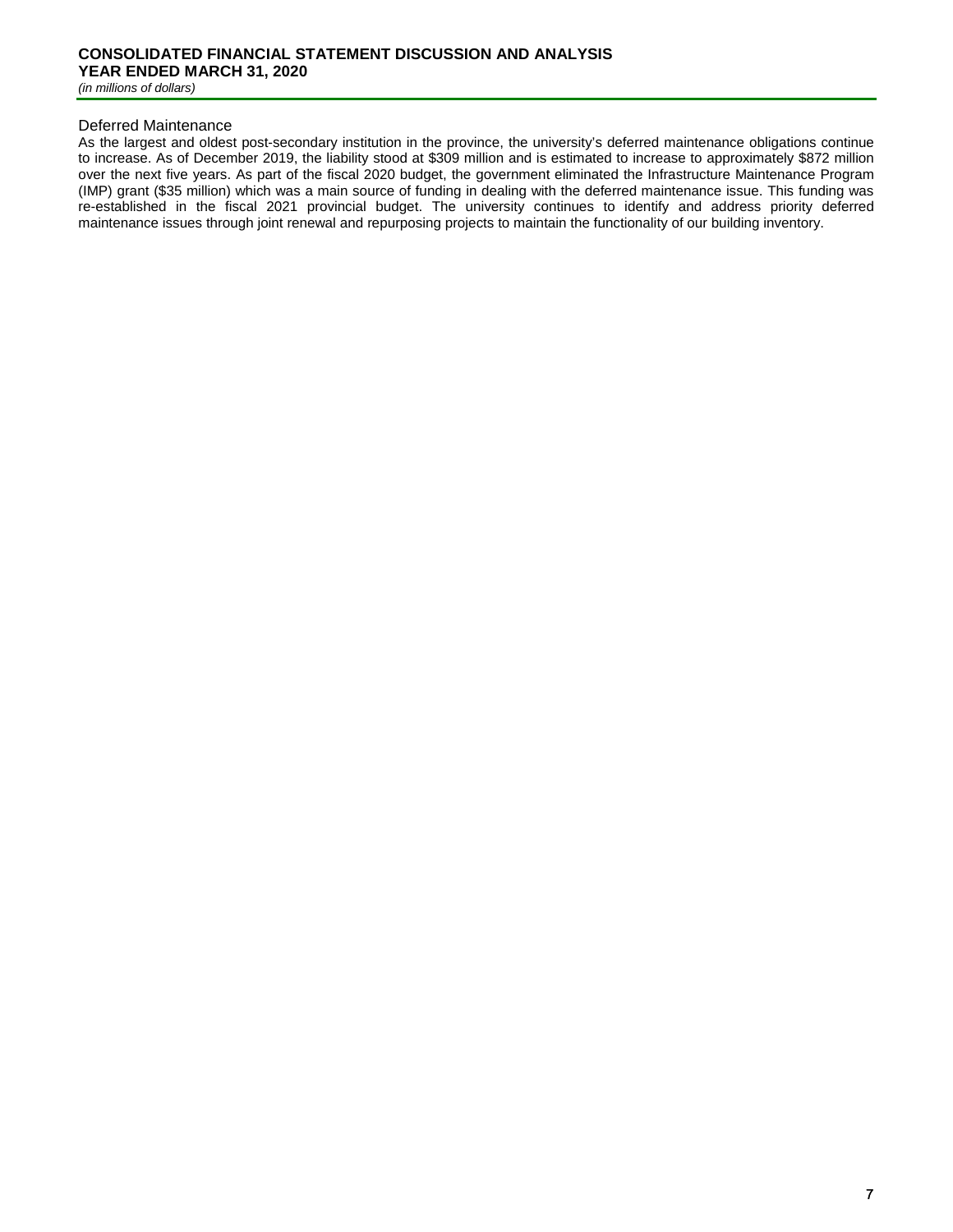## Deferred Maintenance

As the largest and oldest post-secondary institution in the province, the university's deferred maintenance obligations continue to increase. As of December 2019, the liability stood at $309 million and is estimated to increase to approximately $872 million over the next five years. As part of the fiscal 2020 budget, the government eliminated the Infrastructure Maintenance Program (IMP) grant ($35 million) which was a main source of funding in dealing with the deferred maintenance issue. This funding was re-established in the fiscal 2021 provincial budget. The university continues to identify and address priority deferred maintenance issues through joint renewal and repurposing projects to maintain the functionality of our building inventory.